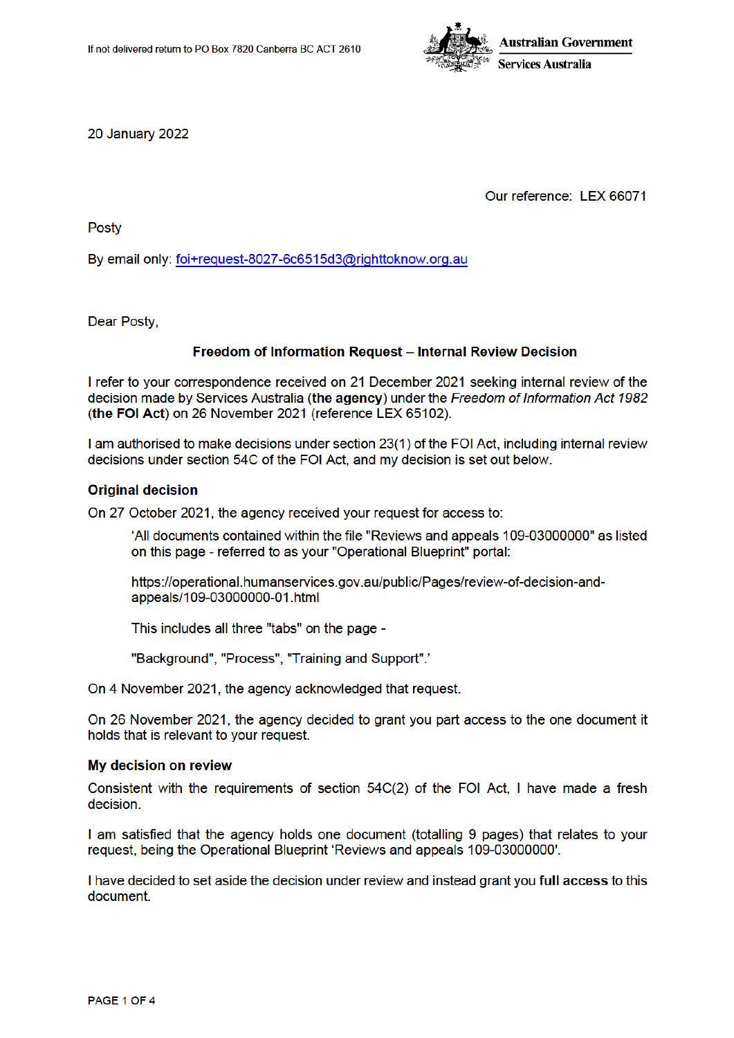If not delivered return to PO Box 7820 Canberra BC ACT 2610

Australian Government
Services Australia

20 January 2022

Our reference: LEX 66071

Posty

By email only: foi+request-8027-6c6515d3@righttoknow.org.au

Dear Posty,

**Freedom of Information Request – Internal Review Decision**

I refer to your correspondence received on 21 December 2021 seeking internal review of the decision made by Services Australia (**the agency**) under the *Freedom of Information Act 1982* (**the FOI Act**) on 26 November 2021 (reference LEX 65102).

I am authorised to make decisions under section 23(1) of the FOI Act, including internal review decisions under section 54C of the FOI Act, and my decision is set out below.

**Original decision**

On 27 October 2021, the agency received your request for access to:

> 'All documents contained within the file "Reviews and appeals 109-03000000" as listed on this page - referred to as your "Operational Blueprint" portal:
>
> https://operational.humanservices.gov.au/public/Pages/review-of-decision-and-appeals/109-03000000-01.html
>
> This includes all three "tabs" on the page -
>
> "Background", "Process", "Training and Support".'

On 4 November 2021, the agency acknowledged that request.

On 26 November 2021, the agency decided to grant you part access to the one document it holds that is relevant to your request.

**My decision on review**

Consistent with the requirements of section 54C(2) of the FOI Act, I have made a fresh decision.

I am satisfied that the agency holds one document (totalling 9 pages) that relates to your request, being the Operational Blueprint 'Reviews and appeals 109-03000000'.

I have decided to set aside the decision under review and instead grant you **full access** to this document.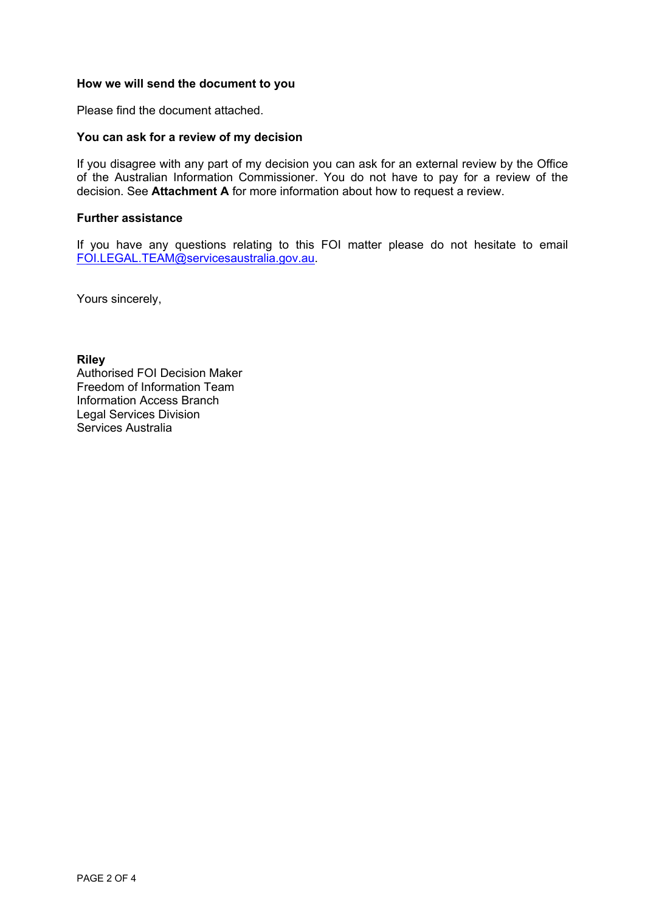**How we will send the document to you**

Please find the document attached.

**You can ask for a review of my decision**

If you disagree with any part of my decision you can ask for an external review by the Office of the Australian Information Commissioner. You do not have to pay for a review of the decision. See **Attachment A** for more information about how to request a review.

**Further assistance**

If you have any questions relating to this FOI matter please do not hesitate to email FOI.LEGAL.TEAM@servicesaustralia.gov.au.

Yours sincerely,

**Riley**
Authorised FOI Decision Maker
Freedom of Information Team
Information Access Branch
Legal Services Division
Services Australia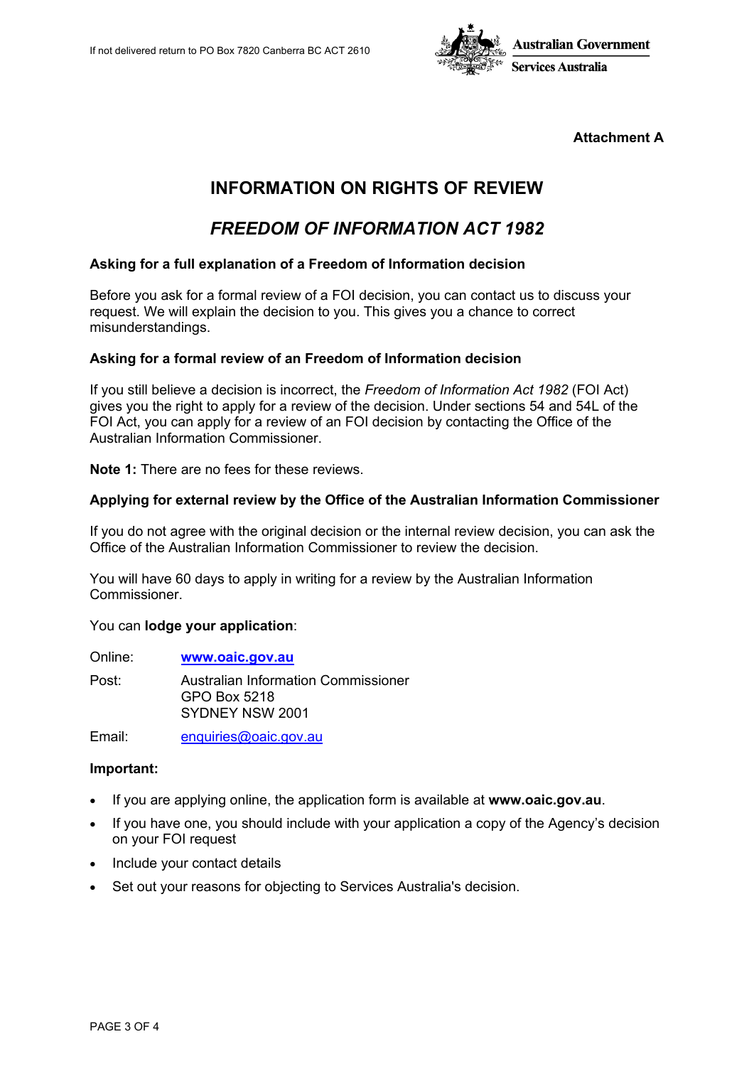If not delivered return to PO Box 7820 Canberra BC ACT 2610

Australian Government
Services Australia

**Attachment A**

# INFORMATION ON RIGHTS OF REVIEW

## *FREEDOM OF INFORMATION ACT 1982*

### Asking for a full explanation of a Freedom of Information decision

Before you ask for a formal review of a FOI decision, you can contact us to discuss your request. We will explain the decision to you. This gives you a chance to correct misunderstandings.

### Asking for a formal review of an Freedom of Information decision

If you still believe a decision is incorrect, the *Freedom of Information Act 1982* (FOI Act) gives you the right to apply for a review of the decision. Under sections 54 and 54L of the FOI Act, you can apply for a review of an FOI decision by contacting the Office of the Australian Information Commissioner.

**Note 1:** There are no fees for these reviews.

### Applying for external review by the Office of the Australian Information Commissioner

If you do not agree with the original decision or the internal review decision, you can ask the Office of the Australian Information Commissioner to review the decision.

You will have 60 days to apply in writing for a review by the Australian Information Commissioner.

You can **lodge your application**:

Online: **www.oaic.gov.au**

Post: Australian Information Commissioner
GPO Box 5218
SYDNEY NSW 2001

Email: enquiries@oaic.gov.au

**Important:**

- If you are applying online, the application form is available at **www.oaic.gov.au**.
- If you have one, you should include with your application a copy of the Agency's decision on your FOI request
- Include your contact details
- Set out your reasons for objecting to Services Australia's decision.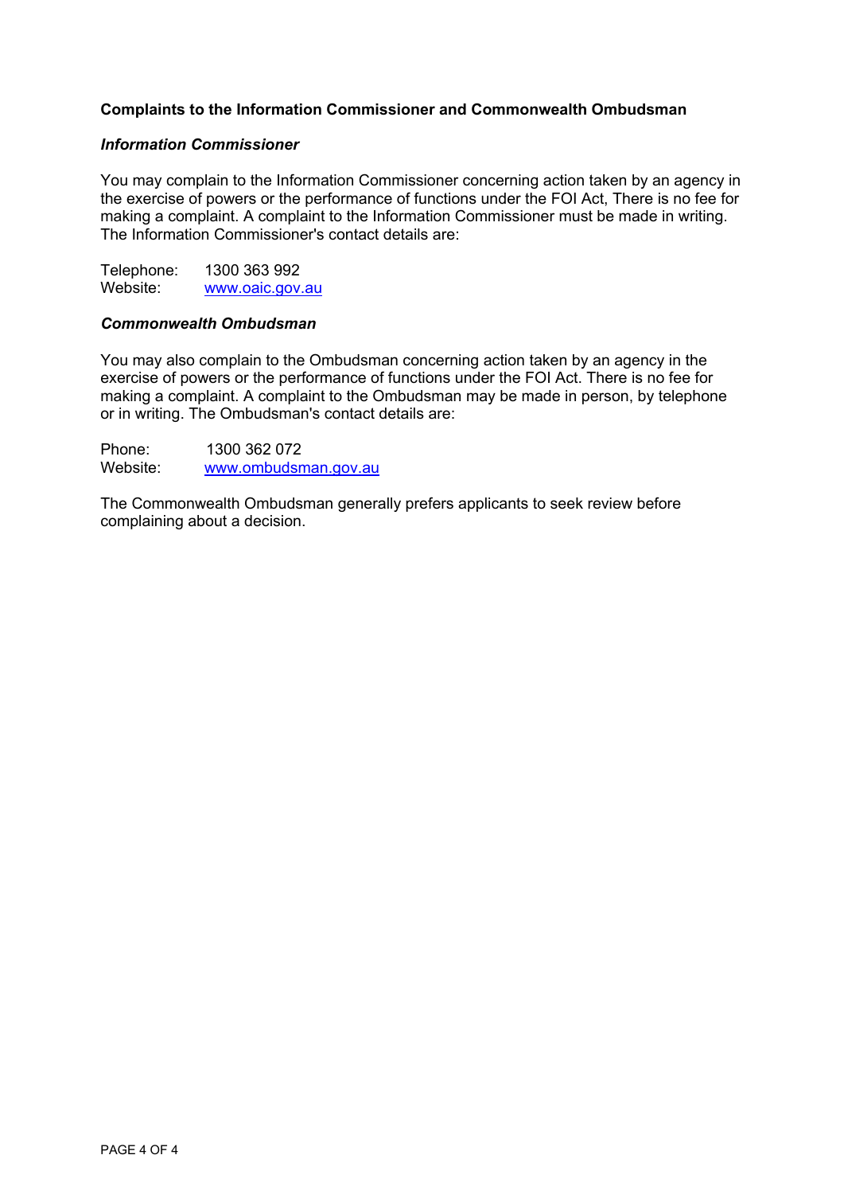**Complaints to the Information Commissioner and Commonwealth Ombudsman**

***Information Commissioner***

You may complain to the Information Commissioner concerning action taken by an agency in the exercise of powers or the performance of functions under the FOI Act, There is no fee for making a complaint. A complaint to the Information Commissioner must be made in writing. The Information Commissioner's contact details are:

Telephone: 1300 363 992
Website: www.oaic.gov.au

***Commonwealth Ombudsman***

You may also complain to the Ombudsman concerning action taken by an agency in the exercise of powers or the performance of functions under the FOI Act. There is no fee for making a complaint. A complaint to the Ombudsman may be made in person, by telephone or in writing. The Ombudsman's contact details are:

Phone: 1300 362 072
Website: www.ombudsman.gov.au

The Commonwealth Ombudsman generally prefers applicants to seek review before complaining about a decision.